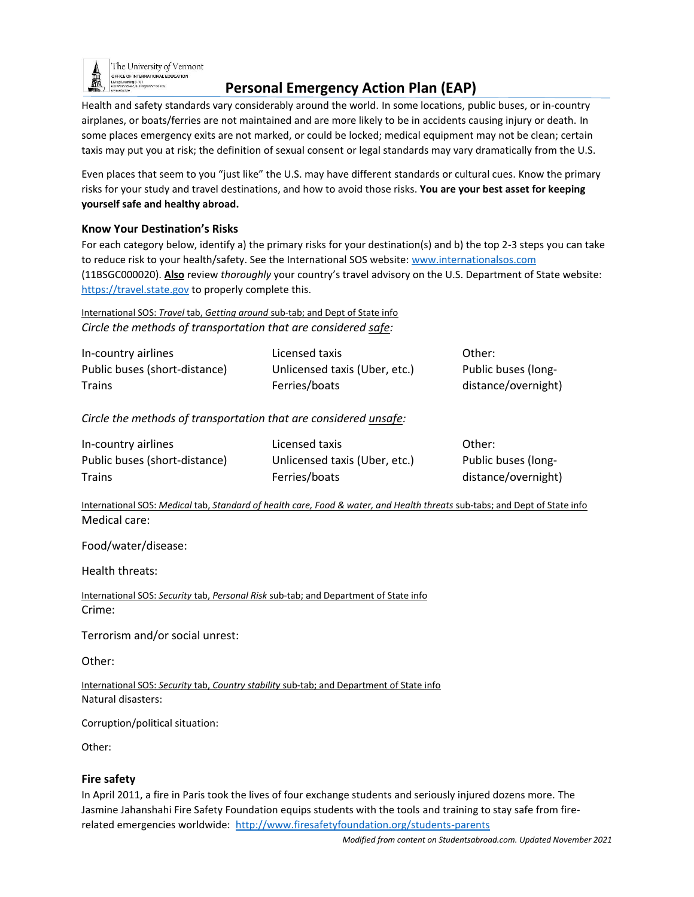The University of Vermont
OFFICE OF INTERNATIONAL EDUCATION

# Personal Emergency Action Plan (EAP)

Health and safety standards vary considerably around the world. In some locations, public buses, or in-country airplanes, or boats/ferries are not maintained and are more likely to be in accidents causing injury or death. In some places emergency exits are not marked, or could be locked; medical equipment may not be clean; certain taxis may put you at risk; the definition of sexual consent or legal standards may vary dramatically from the U.S.

Even places that seem to you "just like" the U.S. may have different standards or cultural cues. Know the primary risks for your study and travel destinations, and how to avoid those risks. **You are your best asset for keeping yourself safe and healthy abroad.**

### Know Your Destination's Risks

For each category below, identify a) the primary risks for your destination(s) and b) the top 2-3 steps you can take to reduce risk to your health/safety. See the International SOS website: www.internationalsos.com (11BSGC000020). **Also** review *thoroughly* your country's travel advisory on the U.S. Department of State website: https://travel.state.gov to properly complete this.

International SOS: *Travel* tab, *Getting around* sub-tab; and Dept of State info

*Circle the methods of transportation that are considered safe:*

| | | |
|---|---|---|
| In-country airlines | Licensed taxis | Other: |
| Public buses (short-distance) | Unlicensed taxis (Uber, etc.) | Public buses (long-distance/overnight) |
| Trains | Ferries/boats | |

*Circle the methods of transportation that are considered unsafe:*

| | | |
|---|---|---|
| In-country airlines | Licensed taxis | Other: |
| Public buses (short-distance) | Unlicensed taxis (Uber, etc.) | Public buses (long-distance/overnight) |
| Trains | Ferries/boats | |

International SOS: *Medical* tab, *Standard of health care, Food & water, and Health threats* sub-tabs; and Dept of State info

Medical care:

Food/water/disease:

Health threats:

International SOS: *Security* tab, *Personal Risk* sub-tab; and Department of State info

Crime:

Terrorism and/or social unrest:

Other:

International SOS: *Security* tab, *Country stability* sub-tab; and Department of State info

Natural disasters:

Corruption/political situation:

Other:

### Fire safety

In April 2011, a fire in Paris took the lives of four exchange students and seriously injured dozens more. The Jasmine Jahanshahi Fire Safety Foundation equips students with the tools and training to stay safe from fire-related emergencies worldwide: http://www.firesafetyfoundation.org/students-parents

*Modified from content on Studentsabroad.com. Updated November 2021*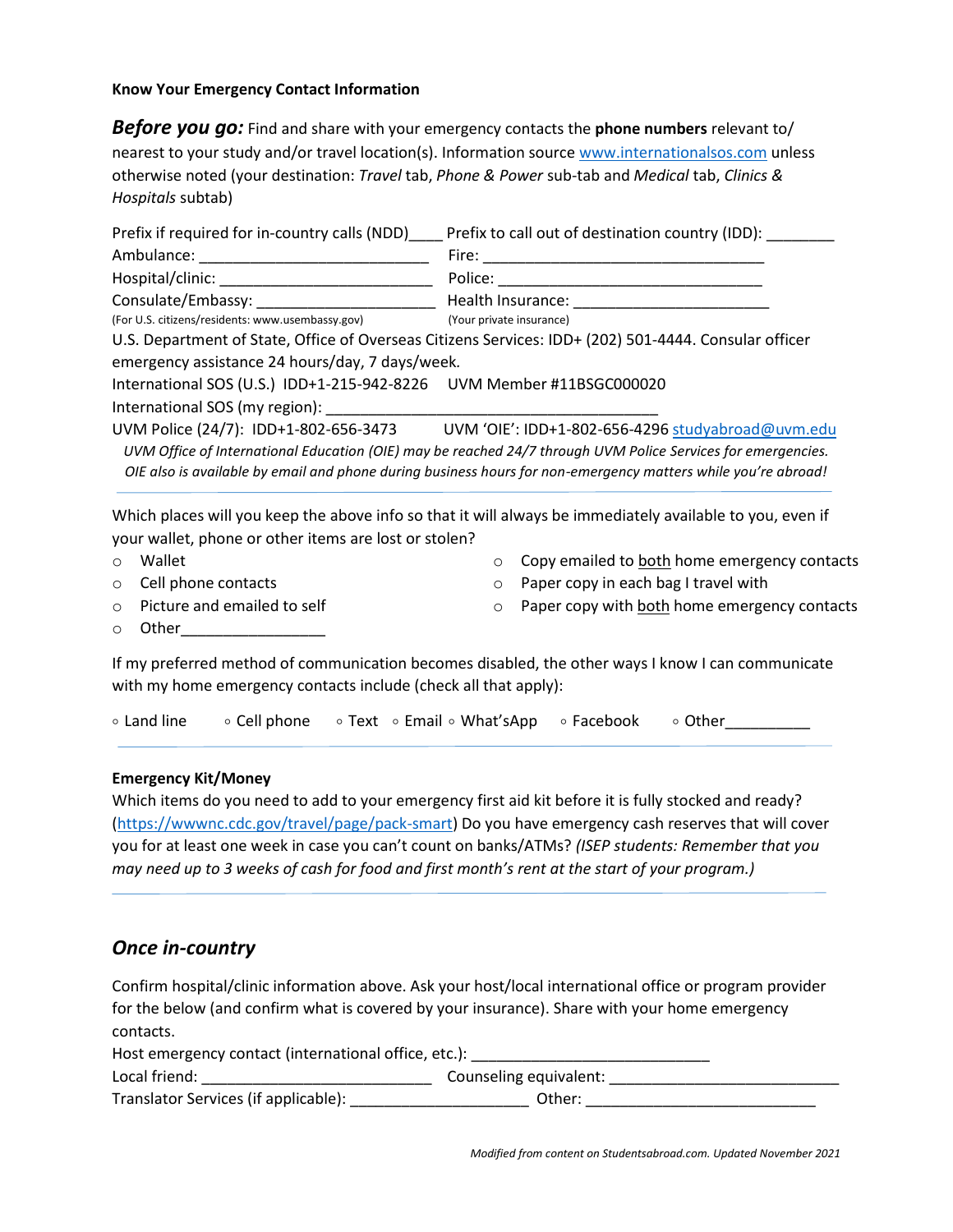**Know Your Emergency Contact Information**

***Before you go:*** Find and share with your emergency contacts the **phone numbers** relevant to/ nearest to your study and/or travel location(s). Information source [www.internationalsos.com](http://www.internationalsos.com) unless otherwise noted (your destination: *Travel* tab, *Phone & Power* sub-tab and *Medical* tab, *Clinics & Hospitals* subtab)

Prefix if required for in-country calls (NDD)____ Prefix to call out of destination country (IDD): ________

Ambulance: ___________________________ Fire: _________________________________

Hospital/clinic: ________________________ Police: _______________________________

Consulate/Embassy: _____________________ Health Insurance: ______________________

(For U.S. citizens/residents: www.usembassy.gov) (Your private insurance)

U.S. Department of State, Office of Overseas Citizens Services: IDD+ (202) 501-4444. Consular officer emergency assistance 24 hours/day, 7 days/week.

International SOS (U.S.) IDD+1-215-942-8226 UVM Member #11BSGC000020

International SOS (my region): ________________________________________

UVM Police (24/7): IDD+1-802-656-3473 UVM 'OIE': IDD+1-802-656-4296 [studyabroad@uvm.edu](mailto:studyabroad@uvm.edu)

*UVM Office of International Education (OIE) may be reached 24/7 through UVM Police Services for emergencies. OIE also is available by email and phone during business hours for non-emergency matters while you're abroad!*

---

Which places will you keep the above info so that it will always be immediately available to you, even if your wallet, phone or other items are lost or stolen?

- ○ Wallet
- ○ Cell phone contacts
- ○ Picture and emailed to self
- ○ Other_________________
- ○ Copy emailed to both home emergency contacts
- ○ Paper copy in each bag I travel with
- ○ Paper copy with both home emergency contacts

If my preferred method of communication becomes disabled, the other ways I know I can communicate with my home emergency contacts include (check all that apply):

◦ Land line ◦ Cell phone ◦ Text ◦ Email ◦ What'sApp ◦ Facebook ◦ Other__________

---

**Emergency Kit/Money**

Which items do you need to add to your emergency first aid kit before it is fully stocked and ready? ([https://wwwnc.cdc.gov/travel/page/pack-smart](https://wwwnc.cdc.gov/travel/page/pack-smart)) Do you have emergency cash reserves that will cover you for at least one week in case you can't count on banks/ATMs? *(ISEP students: Remember that you may need up to 3 weeks of cash for food and first month's rent at the start of your program.)*

---

## *Once in-country*

Confirm hospital/clinic information above. Ask your host/local international office or program provider for the below (and confirm what is covered by your insurance). Share with your home emergency contacts.

Host emergency contact (international office, etc.): ____________________________

Local friend: ___________________________ Counseling equivalent: ___________________________

Translator Services (if applicable): _____________________ Other: ___________________________

*Modified from content on Studentsabroad.com. Updated November 2021*